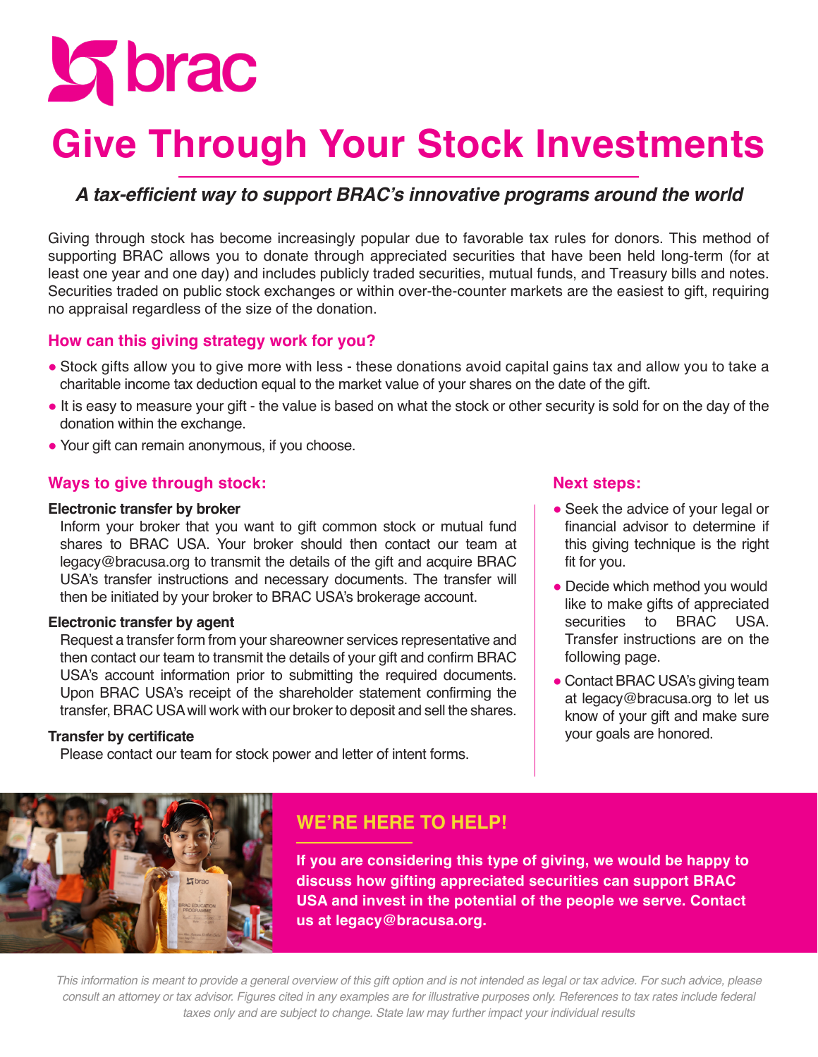brac

# Give Through Your Stock Investments

***A tax-efficient way to support BRAC's innovative programs around the world***

Giving through stock has become increasingly popular due to favorable tax rules for donors. This method of supporting BRAC allows you to donate through appreciated securities that have been held long-term (for at least one year and one day) and includes publicly traded securities, mutual funds, and Treasury bills and notes. Securities traded on public stock exchanges or within over-the-counter markets are the easiest to gift, requiring no appraisal regardless of the size of the donation.

## How can this giving strategy work for you?

- Stock gifts allow you to give more with less - these donations avoid capital gains tax and allow you to take a charitable income tax deduction equal to the market value of your shares on the date of the gift.
- It is easy to measure your gift - the value is based on what the stock or other security is sold for on the day of the donation within the exchange.
- Your gift can remain anonymous, if you choose.

## Ways to give through stock:

**Electronic transfer by broker**

Inform your broker that you want to gift common stock or mutual fund shares to BRAC USA. Your broker should then contact our team at legacy@bracusa.org to transmit the details of the gift and acquire BRAC USA's transfer instructions and necessary documents. The transfer will then be initiated by your broker to BRAC USA's brokerage account.

**Electronic transfer by agent**

Request a transfer form from your shareowner services representative and then contact our team to transmit the details of your gift and confirm BRAC USA's account information prior to submitting the required documents. Upon BRAC USA's receipt of the shareholder statement confirming the transfer, BRAC USA will work with our broker to deposit and sell the shares.

**Transfer by certificate**

Please contact our team for stock power and letter of intent forms.

## Next steps:

- Seek the advice of your legal or financial advisor to determine if this giving technique is the right fit for you.
- Decide which method you would like to make gifts of appreciated securities to BRAC USA. Transfer instructions are on the following page.
- Contact BRAC USA's giving team at legacy@bracusa.org to let us know of your gift and make sure your goals are honored.

## WE'RE HERE TO HELP!

**If you are considering this type of giving, we would be happy to discuss how gifting appreciated securities can support BRAC USA and invest in the potential of the people we serve. Contact us at legacy@bracusa.org.**

*This information is meant to provide a general overview of this gift option and is not intended as legal or tax advice. For such advice, please consult an attorney or tax advisor. Figures cited in any examples are for illustrative purposes only. References to tax rates include federal taxes only and are subject to change. State law may further impact your individual results*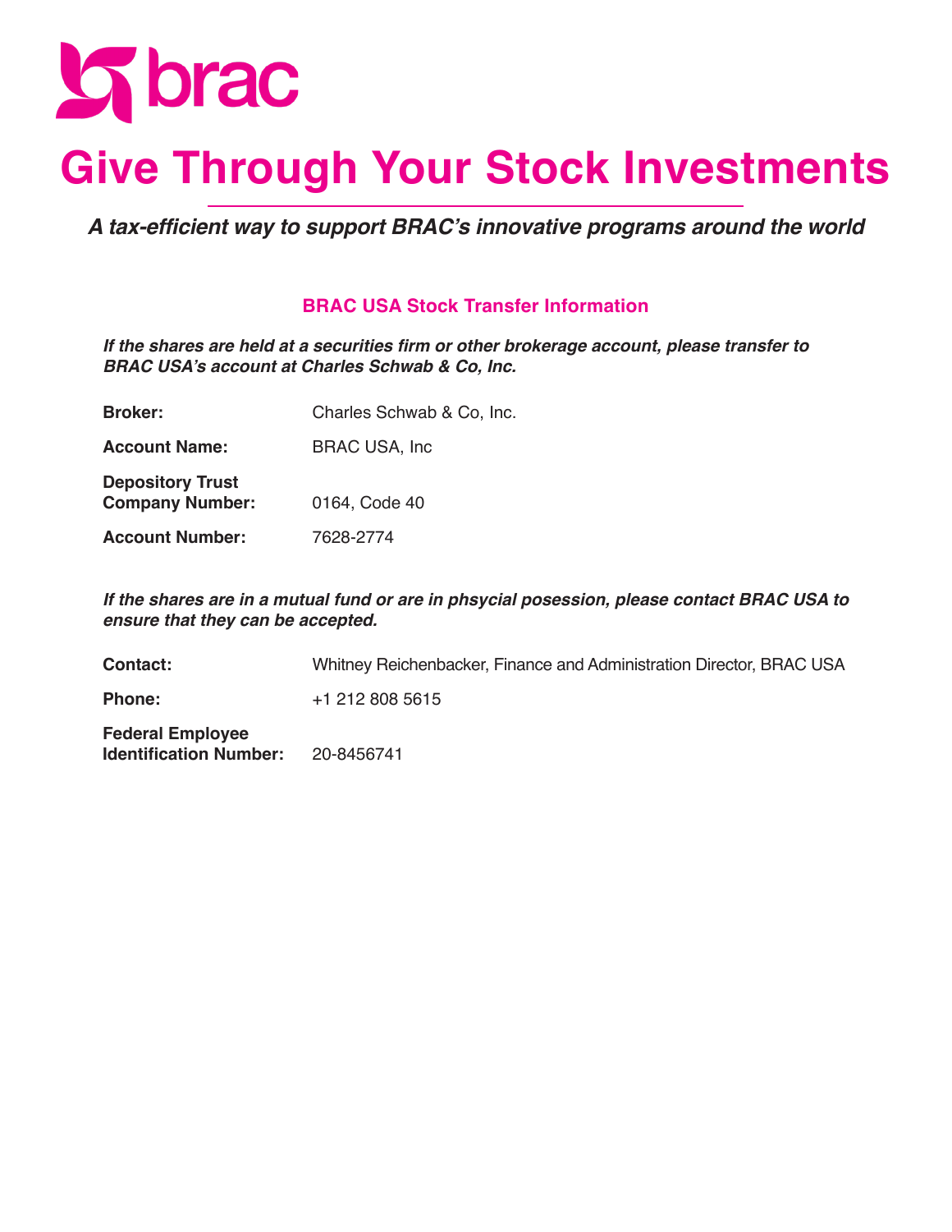brac

# Give Through Your Stock Investments

***A tax-efficient way to support BRAC's innovative programs around the world***

## BRAC USA Stock Transfer Information

***If the shares are held at a securities firm or other brokerage account, please transfer to BRAC USA's account at Charles Schwab & Co, Inc.***

| | |
|---|---|
| **Broker:** | Charles Schwab & Co, Inc. |
| **Account Name:** | BRAC USA, Inc |
| **Depository Trust Company Number:** | 0164, Code 40 |
| **Account Number:** | 7628-2774 |

***If the shares are in a mutual fund or are in phsycial posession, please contact BRAC USA to ensure that they can be accepted.***

| | |
|---|---|
| **Contact:** | Whitney Reichenbacker, Finance and Administration Director, BRAC USA |
| **Phone:** | +1 212 808 5615 |
| **Federal Employee Identification Number:** | 20-8456741 |